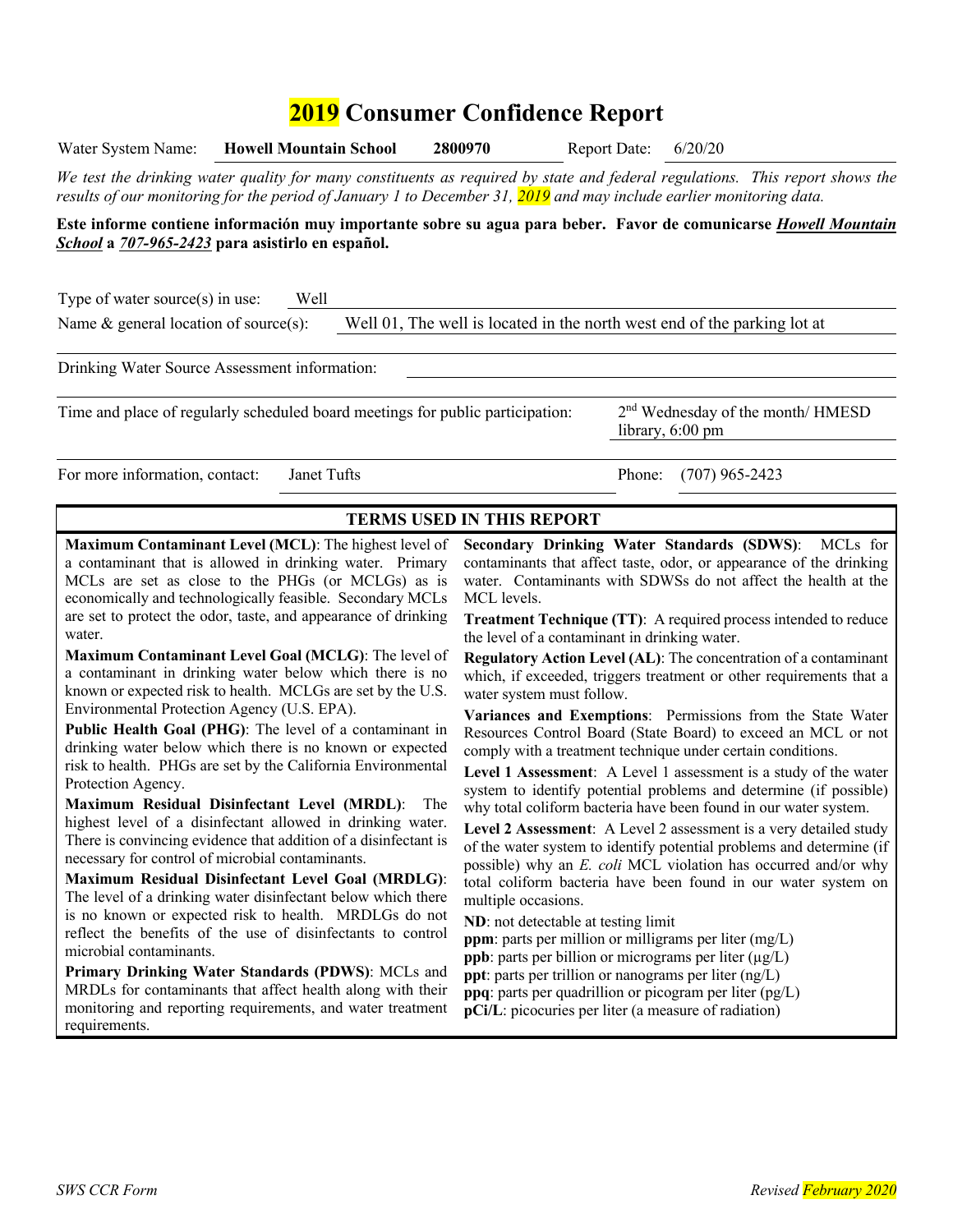# 2019 Consumer Confidence Report

Water System Name: **Howell Mountain School** **2800970** Report Date: 6/20/20

*We test the drinking water quality for many constituents as required by state and federal regulations. This report shows the results of our monitoring for the period of January 1 to December 31, 2019 and may include earlier monitoring data.*

**Este informe contiene información muy importante sobre su agua para beber. Favor de comunicarse *Howell Mountain School* a *707-965-2423* para asistirlo en español.**

Type of water source(s) in use: Well

Name & general location of source(s): Well 01, The well is located in the north west end of the parking lot at

Drinking Water Source Assessment information:

Time and place of regularly scheduled board meetings for public participation: 2nd Wednesday of the month/ HMESD library, 6:00 pm

For more information, contact: Janet Tufts Phone: (707) 965-2423

## TERMS USED IN THIS REPORT

**Maximum Contaminant Level (MCL)**: The highest level of a contaminant that is allowed in drinking water. Primary MCLs are set as close to the PHGs (or MCLGs) as is economically and technologically feasible. Secondary MCLs are set to protect the odor, taste, and appearance of drinking water.

**Maximum Contaminant Level Goal (MCLG)**: The level of a contaminant in drinking water below which there is no known or expected risk to health. MCLGs are set by the U.S. Environmental Protection Agency (U.S. EPA).

**Public Health Goal (PHG)**: The level of a contaminant in drinking water below which there is no known or expected risk to health. PHGs are set by the California Environmental Protection Agency.

**Maximum Residual Disinfectant Level (MRDL)**: The highest level of a disinfectant allowed in drinking water. There is convincing evidence that addition of a disinfectant is necessary for control of microbial contaminants.

**Maximum Residual Disinfectant Level Goal (MRDLG)**: The level of a drinking water disinfectant below which there is no known or expected risk to health. MRDLGs do not reflect the benefits of the use of disinfectants to control microbial contaminants.

**Primary Drinking Water Standards (PDWS)**: MCLs and MRDLs for contaminants that affect health along with their monitoring and reporting requirements, and water treatment requirements.

**Secondary Drinking Water Standards (SDWS)**: MCLs for contaminants that affect taste, odor, or appearance of the drinking water. Contaminants with SDWSs do not affect the health at the MCL levels.

**Treatment Technique (TT)**: A required process intended to reduce the level of a contaminant in drinking water.

**Regulatory Action Level (AL)**: The concentration of a contaminant which, if exceeded, triggers treatment or other requirements that a water system must follow.

**Variances and Exemptions**: Permissions from the State Water Resources Control Board (State Board) to exceed an MCL or not comply with a treatment technique under certain conditions.

**Level 1 Assessment**: A Level 1 assessment is a study of the water system to identify potential problems and determine (if possible) why total coliform bacteria have been found in our water system.

**Level 2 Assessment**: A Level 2 assessment is a very detailed study of the water system to identify potential problems and determine (if possible) why an *E. coli* MCL violation has occurred and/or why total coliform bacteria have been found in our water system on multiple occasions.

**ND**: not detectable at testing limit

**ppm**: parts per million or milligrams per liter (mg/L)

**ppb**: parts per billion or micrograms per liter (μg/L)

**ppt**: parts per trillion or nanograms per liter (ng/L)

**ppq**: parts per quadrillion or picogram per liter (pg/L)

**pCi/L**: picocuries per liter (a measure of radiation)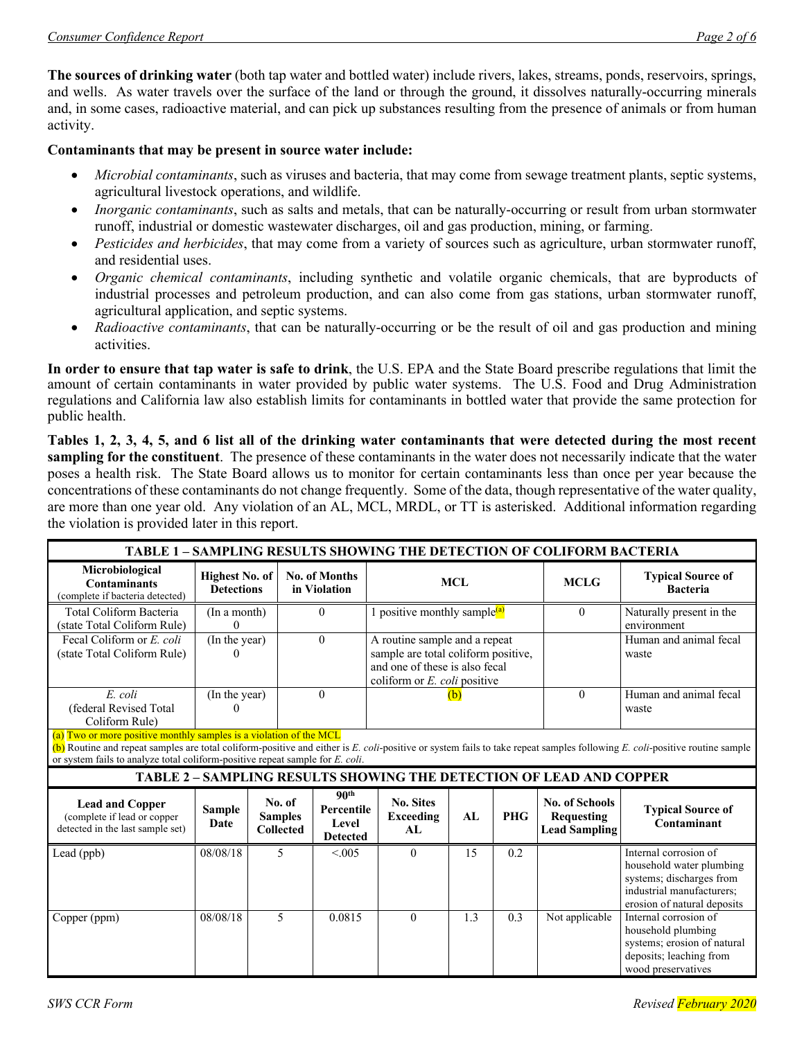**The sources of drinking water** (both tap water and bottled water) include rivers, lakes, streams, ponds, reservoirs, springs, and wells. As water travels over the surface of the land or through the ground, it dissolves naturally-occurring minerals and, in some cases, radioactive material, and can pick up substances resulting from the presence of animals or from human activity.

**Contaminants that may be present in source water include:**

- *Microbial contaminants*, such as viruses and bacteria, that may come from sewage treatment plants, septic systems, agricultural livestock operations, and wildlife.
- *Inorganic contaminants*, such as salts and metals, that can be naturally-occurring or result from urban stormwater runoff, industrial or domestic wastewater discharges, oil and gas production, mining, or farming.
- *Pesticides and herbicides*, that may come from a variety of sources such as agriculture, urban stormwater runoff, and residential uses.
- *Organic chemical contaminants*, including synthetic and volatile organic chemicals, that are byproducts of industrial processes and petroleum production, and can also come from gas stations, urban stormwater runoff, agricultural application, and septic systems.
- *Radioactive contaminants*, that can be naturally-occurring or be the result of oil and gas production and mining activities.

**In order to ensure that tap water is safe to drink**, the U.S. EPA and the State Board prescribe regulations that limit the amount of certain contaminants in water provided by public water systems. The U.S. Food and Drug Administration regulations and California law also establish limits for contaminants in bottled water that provide the same protection for public health.

**Tables 1, 2, 3, 4, 5, and 6 list all of the drinking water contaminants that were detected during the most recent sampling for the constituent**. The presence of these contaminants in the water does not necessarily indicate that the water poses a health risk. The State Board allows us to monitor for certain contaminants less than once per year because the concentrations of these contaminants do not change frequently. Some of the data, though representative of the water quality, are more than one year old. Any violation of an AL, MCL, MRDL, or TT is asterisked. Additional information regarding the violation is provided later in this report.

**TABLE 1 – SAMPLING RESULTS SHOWING THE DETECTION OF COLIFORM BACTERIA**

| Microbiological Contaminants (complete if bacteria detected) | Highest No. of Detections | No. of Months in Violation | MCL | MCLG | Typical Source of Bacteria |
|---|---|---|---|---|---|
| Total Coliform Bacteria (state Total Coliform Rule) | (In a month) 0 | 0 | 1 positive monthly sample[(a)] | 0 | Naturally present in the environment |
| Fecal Coliform or *E. coli* (state Total Coliform Rule) | (In the year) 0 | 0 | A routine sample and a repeat sample are total coliform positive, and one of these is also fecal coliform or *E. coli* positive | | Human and animal fecal waste |
| *E. coli* (federal Revised Total Coliform Rule) | (In the year) 0 | 0 | (b) | 0 | Human and animal fecal waste |

(a) Two or more positive monthly samples is a violation of the MCL

(b) Routine and repeat samples are total coliform-positive and either is *E. coli*-positive or system fails to take repeat samples following *E. coli*-positive routine sample or system fails to analyze total coliform-positive repeat sample for *E. coli*.

**TABLE 2 – SAMPLING RESULTS SHOWING THE DETECTION OF LEAD AND COPPER**

| Lead and Copper (complete if lead or copper detected in the last sample set) | Sample Date | No. of Samples Collected | 90th Percentile Level Detected | No. Sites Exceeding AL | AL | PHG | No. of Schools Requesting Lead Sampling | Typical Source of Contaminant |
|---|---|---|---|---|---|---|---|---|
| Lead (ppb) | 08/08/18 | 5 | <.005 | 0 | 15 | 0.2 | | Internal corrosion of household water plumbing systems; discharges from industrial manufacturers; erosion of natural deposits |
| Copper (ppm) | 08/08/18 | 5 | 0.0815 | 0 | 1.3 | 0.3 | Not applicable | Internal corrosion of household plumbing systems; erosion of natural deposits; leaching from wood preservatives |

SWS CCR Form Revised February 2020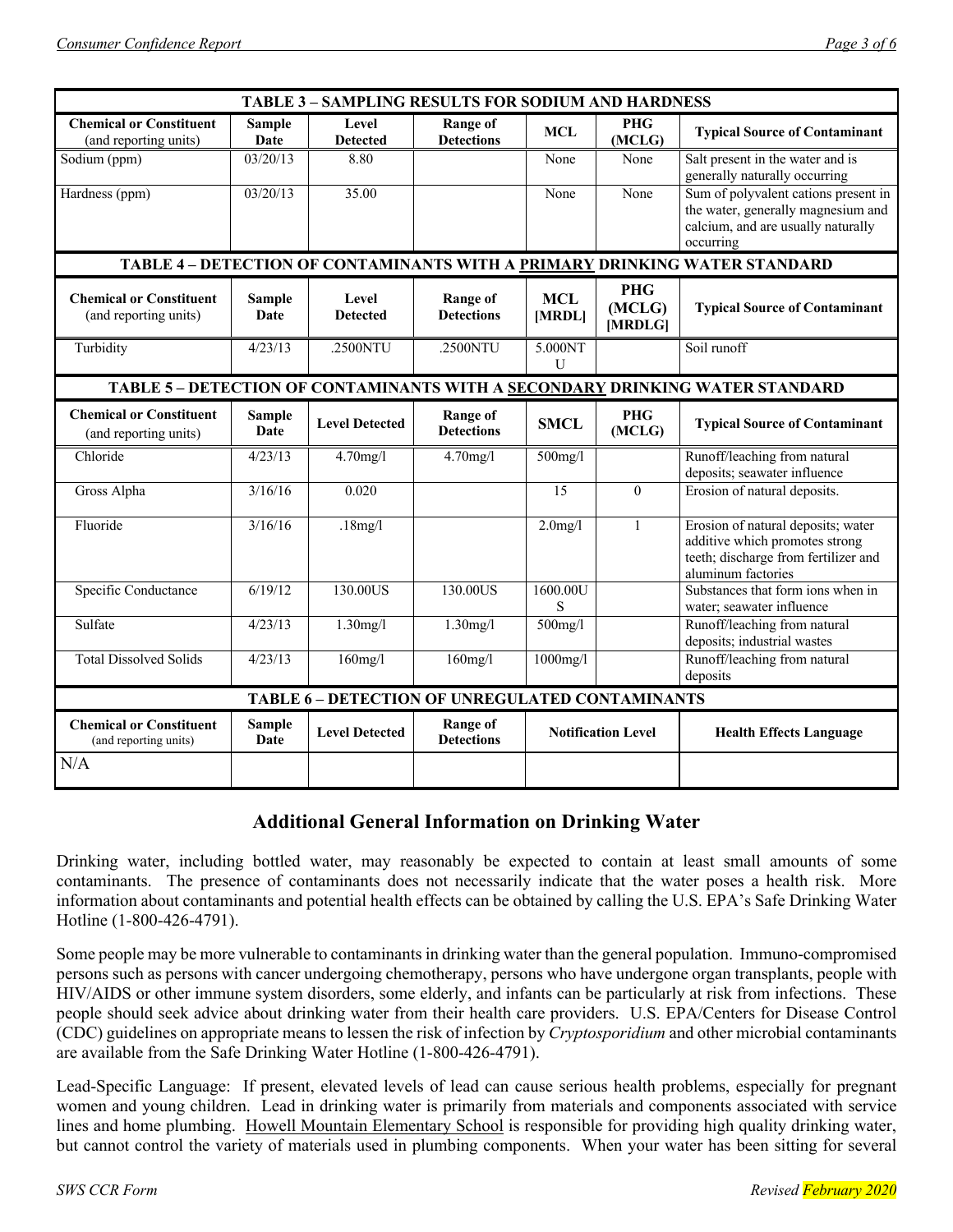| TABLE 3 – SAMPLING RESULTS FOR SODIUM AND HARDNESS | | | | | | |
|---|---|---|---|---|---|---|
| **Chemical or Constituent** (and reporting units) | **Sample Date** | **Level Detected** | **Range of Detections** | **MCL** | **PHG (MCLG)** | **Typical Source of Contaminant** |
| Sodium (ppm) | 03/20/13 | 8.80 | | None | None | Salt present in the water and is generally naturally occurring |
| Hardness (ppm) | 03/20/13 | 35.00 | | None | None | Sum of polyvalent cations present in the water, generally magnesium and calcium, and are usually naturally occurring |

| TABLE 4 – DETECTION OF CONTAMINANTS WITH A PRIMARY DRINKING WATER STANDARD | | | | | | |
|---|---|---|---|---|---|---|
| **Chemical or Constituent** (and reporting units) | **Sample Date** | **Level Detected** | **Range of Detections** | **MCL [MRDL]** | **PHG (MCLG) [MRDLG]** | **Typical Source of Contaminant** |
| Turbidity | 4/23/13 | .2500NTU | .2500NTU | 5.000NTU | | Soil runoff |

| TABLE 5 – DETECTION OF CONTAMINANTS WITH A SECONDARY DRINKING WATER STANDARD | | | | | | |
|---|---|---|---|---|---|---|
| **Chemical or Constituent** (and reporting units) | **Sample Date** | **Level Detected** | **Range of Detections** | **SMCL** | **PHG (MCLG)** | **Typical Source of Contaminant** |
| Chloride | 4/23/13 | 4.70mg/l | 4.70mg/l | 500mg/l | | Runoff/leaching from natural deposits; seawater influence |
| Gross Alpha | 3/16/16 | 0.020 | | 15 | 0 | Erosion of natural deposits. |
| Fluoride | 3/16/16 | .18mg/l | | 2.0mg/l | 1 | Erosion of natural deposits; water additive which promotes strong teeth; discharge from fertilizer and aluminum factories |
| Specific Conductance | 6/19/12 | 130.00US | 130.00US | 1600.00US | | Substances that form ions when in water; seawater influence |
| Sulfate | 4/23/13 | 1.30mg/l | 1.30mg/l | 500mg/l | | Runoff/leaching from natural deposits; industrial wastes |
| Total Dissolved Solids | 4/23/13 | 160mg/l | 160mg/l | 1000mg/l | | Runoff/leaching from natural deposits |

| TABLE 6 – DETECTION OF UNREGULATED CONTAMINANTS | | | | | |
|---|---|---|---|---|---|
| **Chemical or Constituent** (and reporting units) | **Sample Date** | **Level Detected** | **Range of Detections** | **Notification Level** | **Health Effects Language** |
| N/A | | | | | |

## Additional General Information on Drinking Water

Drinking water, including bottled water, may reasonably be expected to contain at least small amounts of some contaminants. The presence of contaminants does not necessarily indicate that the water poses a health risk. More information about contaminants and potential health effects can be obtained by calling the U.S. EPA's Safe Drinking Water Hotline (1-800-426-4791).

Some people may be more vulnerable to contaminants in drinking water than the general population. Immuno-compromised persons such as persons with cancer undergoing chemotherapy, persons who have undergone organ transplants, people with HIV/AIDS or other immune system disorders, some elderly, and infants can be particularly at risk from infections. These people should seek advice about drinking water from their health care providers. U.S. EPA/Centers for Disease Control (CDC) guidelines on appropriate means to lessen the risk of infection by *Cryptosporidium* and other microbial contaminants are available from the Safe Drinking Water Hotline (1-800-426-4791).

Lead-Specific Language: If present, elevated levels of lead can cause serious health problems, especially for pregnant women and young children. Lead in drinking water is primarily from materials and components associated with service lines and home plumbing. Howell Mountain Elementary School is responsible for providing high quality drinking water, but cannot control the variety of materials used in plumbing components. When your water has been sitting for several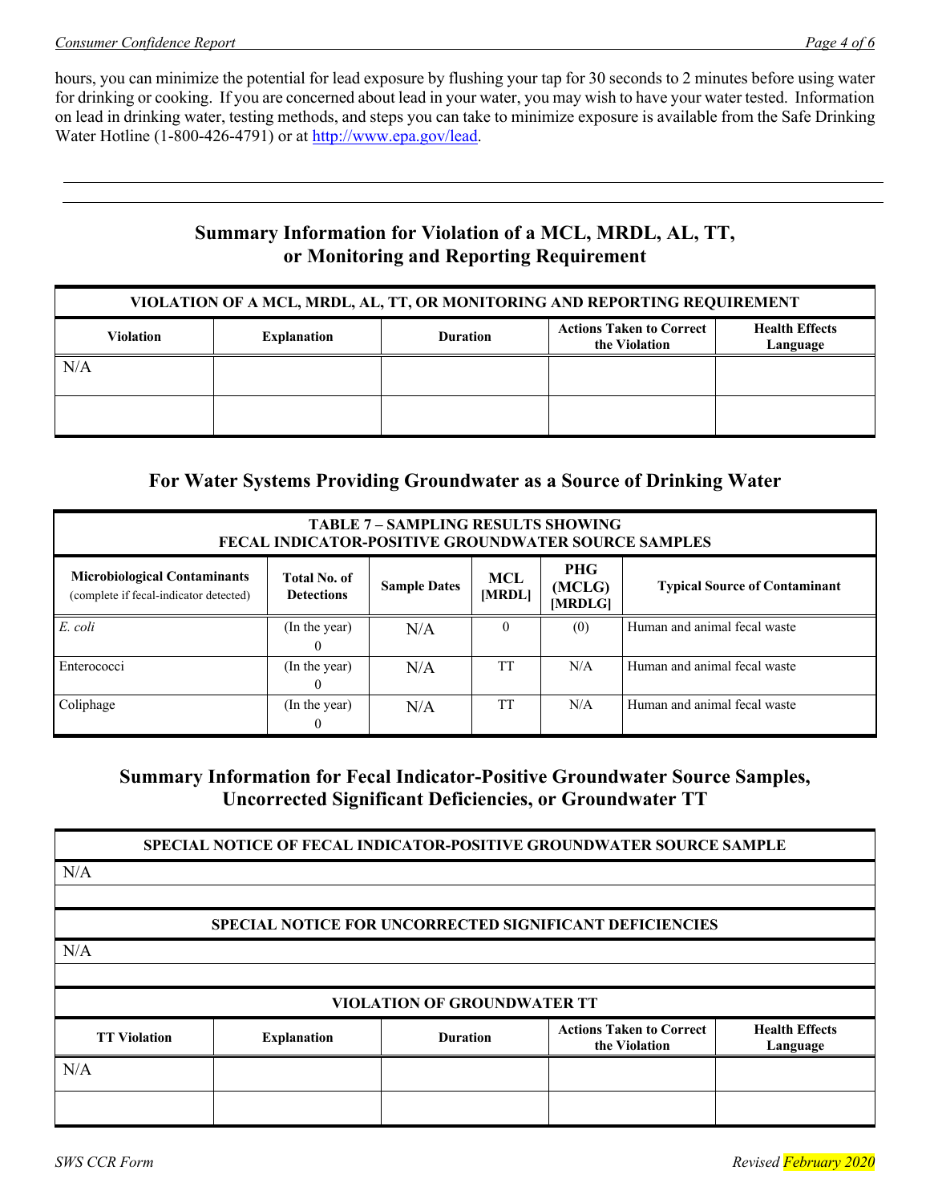hours, you can minimize the potential for lead exposure by flushing your tap for 30 seconds to 2 minutes before using water for drinking or cooking. If you are concerned about lead in your water, you may wish to have your water tested. Information on lead in drinking water, testing methods, and steps you can take to minimize exposure is available from the Safe Drinking Water Hotline (1-800-426-4791) or at http://www.epa.gov/lead.

## Summary Information for Violation of a MCL, MRDL, AL, TT, or Monitoring and Reporting Requirement

| VIOLATION OF A MCL, MRDL, AL, TT, OR MONITORING AND REPORTING REQUIREMENT | | | | |
|---|---|---|---|---|
| **Violation** | **Explanation** | **Duration** | **Actions Taken to Correct the Violation** | **Health Effects Language** |
| N/A | | | | |
| | | | | |

## For Water Systems Providing Groundwater as a Source of Drinking Water

| TABLE 7 – SAMPLING RESULTS SHOWING FECAL INDICATOR-POSITIVE GROUNDWATER SOURCE SAMPLES | | | | | |
|---|---|---|---|---|---|
| **Microbiological Contaminants** (complete if fecal-indicator detected) | **Total No. of Detections** | **Sample Dates** | **MCL [MRDL]** | **PHG (MCLG) [MRDLG]** | **Typical Source of Contaminant** |
| *E. coli* | (In the year) 0 | N/A | 0 | (0) | Human and animal fecal waste |
| Enterococci | (In the year) 0 | N/A | TT | N/A | Human and animal fecal waste |
| Coliphage | (In the year) 0 | N/A | TT | N/A | Human and animal fecal waste |

## Summary Information for Fecal Indicator-Positive Groundwater Source Samples, Uncorrected Significant Deficiencies, or Groundwater TT

| SPECIAL NOTICE OF FECAL INDICATOR-POSITIVE GROUNDWATER SOURCE SAMPLE |
|---|
| N/A |
| |

| SPECIAL NOTICE FOR UNCORRECTED SIGNIFICANT DEFICIENCIES |
|---|
| N/A |
| |

| VIOLATION OF GROUNDWATER TT | | | | |
|---|---|---|---|---|
| **TT Violation** | **Explanation** | **Duration** | **Actions Taken to Correct the Violation** | **Health Effects Language** |
| N/A | | | | |
| | | | | |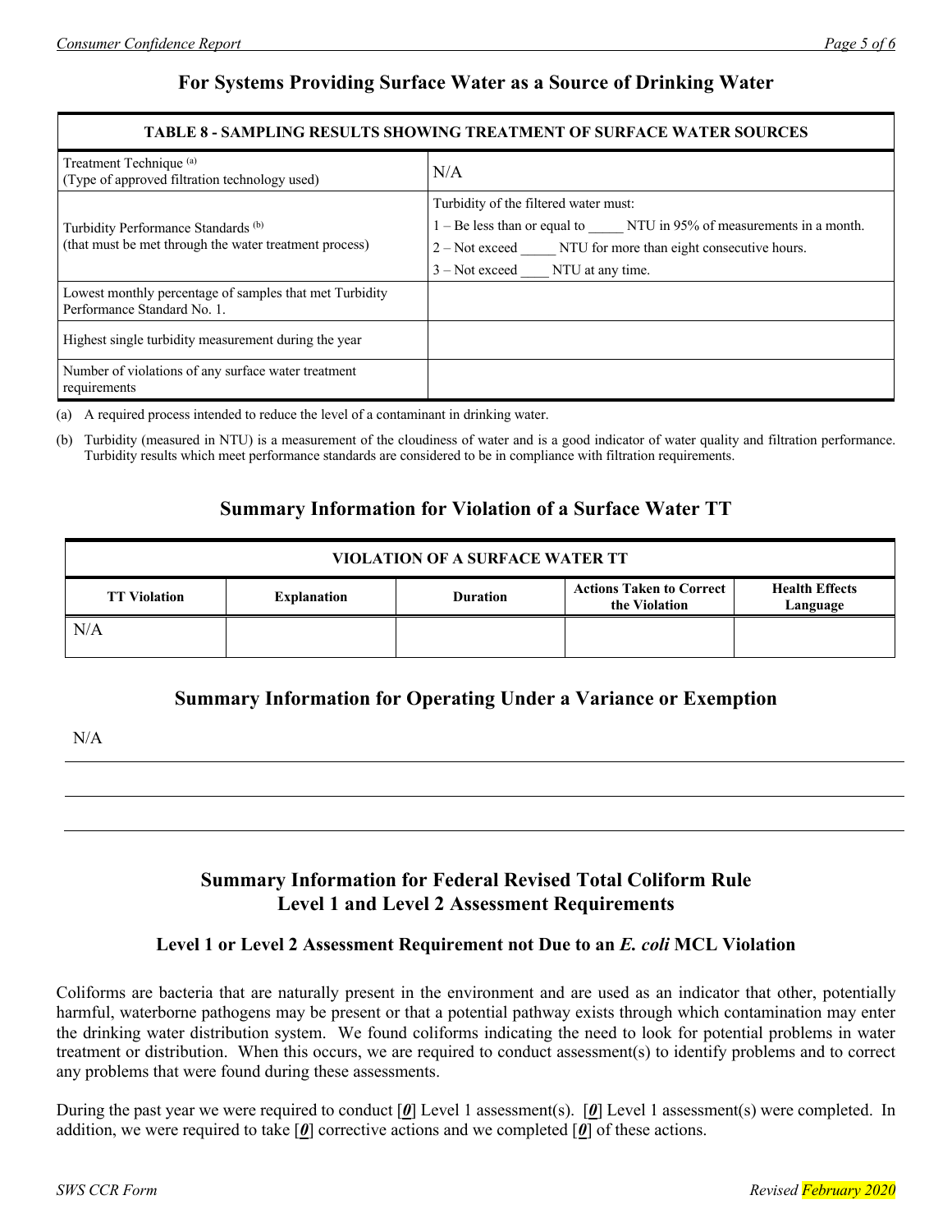## For Systems Providing Surface Water as a Source of Drinking Water

| TABLE 8 - SAMPLING RESULTS SHOWING TREATMENT OF SURFACE WATER SOURCES | |
|---|---|
| Treatment Technique [(a)] (Type of approved filtration technology used) | N/A |
| Turbidity Performance Standards [(b)] (that must be met through the water treatment process) | Turbidity of the filtered water must: 1 – Be less than or equal to _____ NTU in 95% of measurements in a month. 2 – Not exceed _____ NTU for more than eight consecutive hours. 3 – Not exceed ____ NTU at any time. |
| Lowest monthly percentage of samples that met Turbidity Performance Standard No. 1. | |
| Highest single turbidity measurement during the year | |
| Number of violations of any surface water treatment requirements | |

(a) A required process intended to reduce the level of a contaminant in drinking water.

(b) Turbidity (measured in NTU) is a measurement of the cloudiness of water and is a good indicator of water quality and filtration performance. Turbidity results which meet performance standards are considered to be in compliance with filtration requirements.

## Summary Information for Violation of a Surface Water TT

| VIOLATION OF A SURFACE WATER TT | | | | |
|---|---|---|---|---|
| **TT Violation** | **Explanation** | **Duration** | **Actions Taken to Correct the Violation** | **Health Effects Language** |
| N/A | | | | |

## Summary Information for Operating Under a Variance or Exemption

N/A

## Summary Information for Federal Revised Total Coliform Rule Level 1 and Level 2 Assessment Requirements

### Level 1 or Level 2 Assessment Requirement not Due to an *E. coli* MCL Violation

Coliforms are bacteria that are naturally present in the environment and are used as an indicator that other, potentially harmful, waterborne pathogens may be present or that a potential pathway exists through which contamination may enter the drinking water distribution system. We found coliforms indicating the need to look for potential problems in water treatment or distribution. When this occurs, we are required to conduct assessment(s) to identify problems and to correct any problems that were found during these assessments.

During the past year we were required to conduct [***0***] Level 1 assessment(s). [***0***] Level 1 assessment(s) were completed. In addition, we were required to take [***0***] corrective actions and we completed [***0***] of these actions.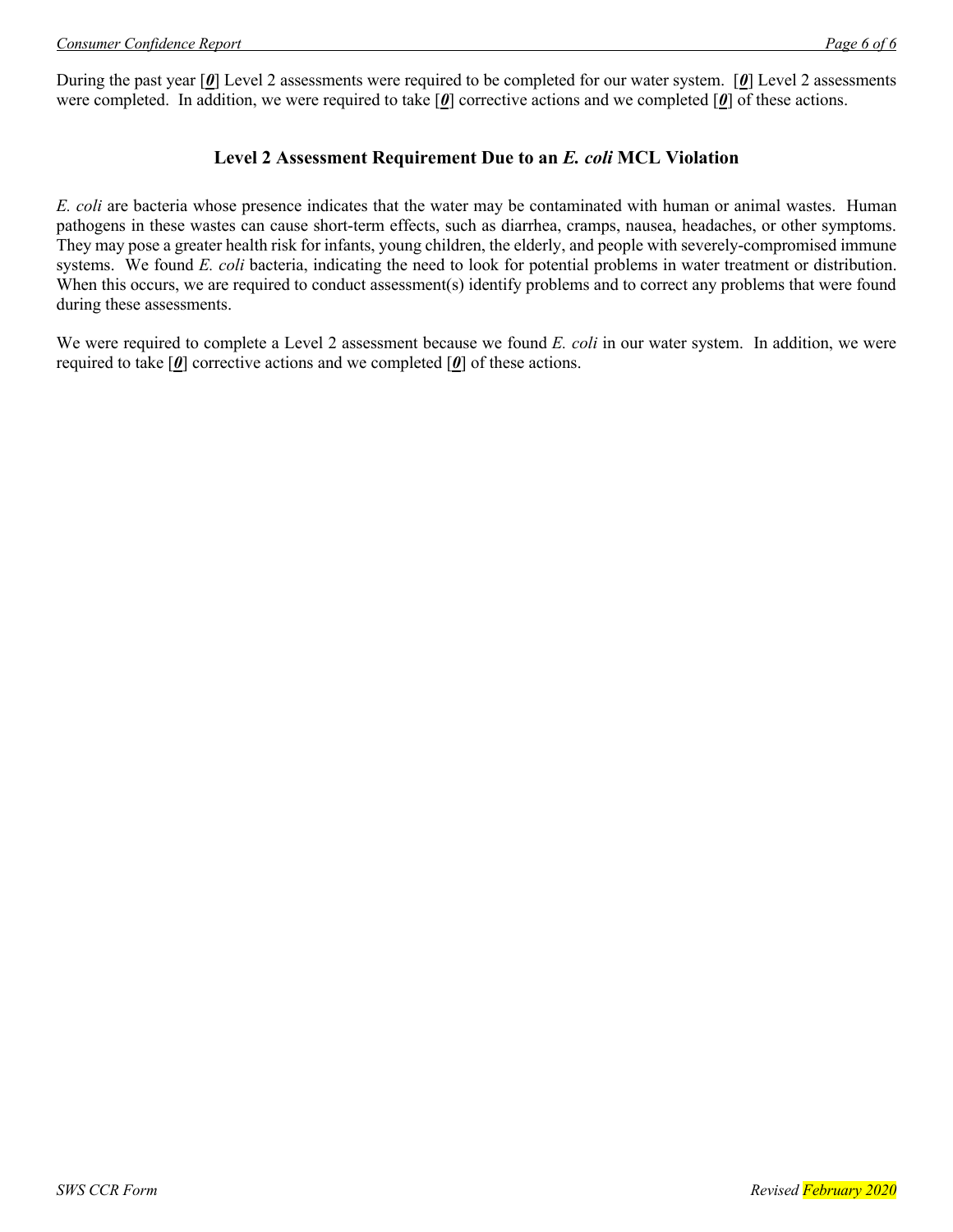During the past year [***0***] Level 2 assessments were required to be completed for our water system. [***0***] Level 2 assessments were completed. In addition, we were required to take [***0***] corrective actions and we completed [***0***] of these actions.

### Level 2 Assessment Requirement Due to an *E. coli* MCL Violation

*E. coli* are bacteria whose presence indicates that the water may be contaminated with human or animal wastes. Human pathogens in these wastes can cause short-term effects, such as diarrhea, cramps, nausea, headaches, or other symptoms. They may pose a greater health risk for infants, young children, the elderly, and people with severely-compromised immune systems. We found *E. coli* bacteria, indicating the need to look for potential problems in water treatment or distribution. When this occurs, we are required to conduct assessment(s) identify problems and to correct any problems that were found during these assessments.

We were required to complete a Level 2 assessment because we found *E. coli* in our water system. In addition, we were required to take [***0***] corrective actions and we completed [***0***] of these actions.